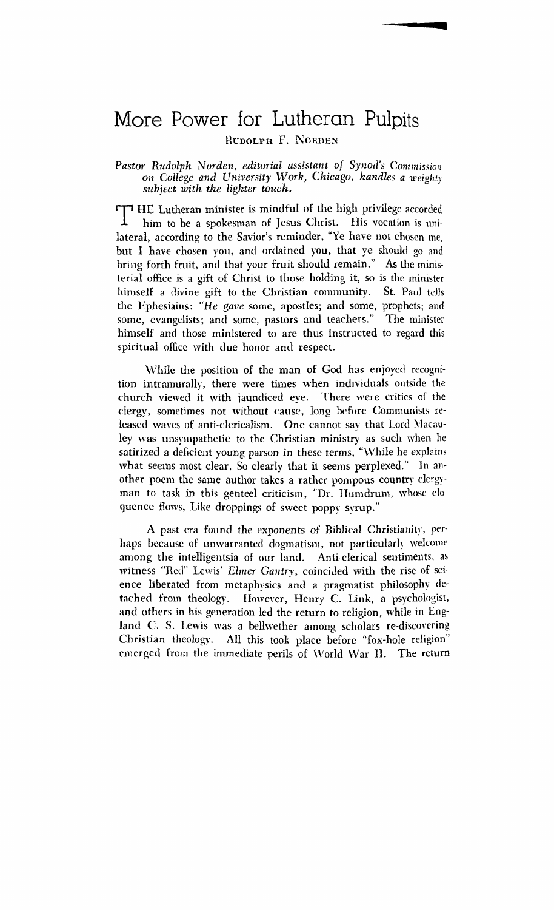# More Power for Lutheran Pulpits

RUDOLPH F. NORDEN

*Pastor Rudolph Norden, editorial assistant of Synod's Commission on College and University Work, Chicago, handles a weighty subject with the lighter touch.*

THE Lutheran minister is mindful of the high privilege accorded him to be a spokesman of Jesus Christ. His vocation is unilateral, according to the Savior's reminder, "Ye have not chosen me, but I have chosen you, and ordained you, that ye should go and bring forth fruit, and that your fruit should remain." As the ministerial office is a gift of Christ to those holding it, so is the minister himself a divine gift to the Christian community. St. Paul tells the Ephesians: "*He gave* some, apostles; and some, prophets; and some, evangelists; and some, pastors and teachers." The minister himself and those ministered to are thus instructed to regard this spiritual office with due honor and respect.

While the position of the man of God has enjoyed recognition intramurally, there were times when individuals outside the church viewed it with jaundiced eye. There were critics of the clergy, sometimes not without cause, long before Communists released waves of anti-clericalism. One cannot say that Lord Macauley was unsympathetic to the Christian ministry as such when he satirized a deficient young parson in these terms, "While he explains what seems most clear, So clearly that it seems perplexed." In another poem the same author takes a rather pompous country clergyman to task in this genteel criticism, "Dr. Humdrum, whose eloquence flows, Like droppings of sweet poppy syrup."

A past era found the exponents of Biblical Christianity, perhaps because of unwarranted dogmatism, not particularly welcome among the intelligentsia of our land. Anti-clerical sentiments, as witness "Red" Lewis' *Elmer Gantry*, coincided with the rise of science liberated from metaphysics and a pragmatist philosophy detached from theology. However, Henry C. Link, a psychologist, and others in his generation led the return to religion, while in England C. S. Lewis was a bellwether among scholars re-discovering Christian theology. All this took place before "fox-hole religion" emerged from the immediate perils of World War II. The return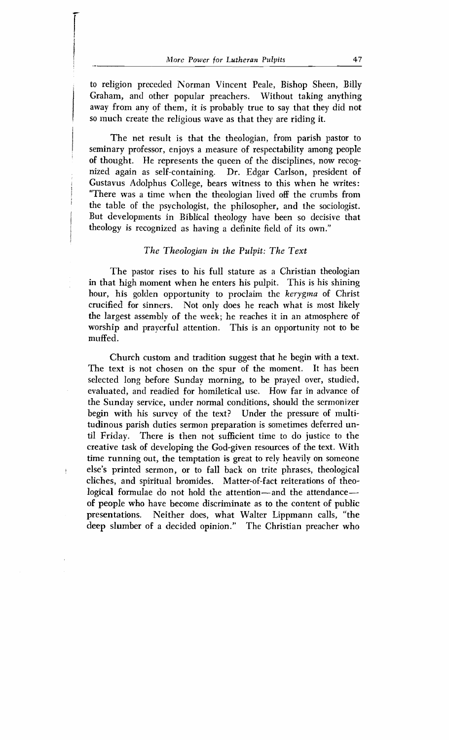to religion preceded Norman Vincent Peale, Bishop Sheen, Billy Graham, and other popular preachers. Without taking anything away from any of them, it is probably true to say that they did not so much create the religious wave as that they are riding it.

The net result is that the theologian, from parish pastor to seminary professor, enjoys a measure of respectability among people of thought. He represents the queen of the disciplines, now recognized again as self-containing. Dr. Edgar Carlson, president of Gustavus Adolphus College, bears witness to this when he writes: "There was a time when the theologian lived off the crumbs from the table of the psychologist, the philosopher, and the sociologist. But developments in Biblical theology have been so decisive that theology is recognized as having a definite field of its own."

### *The Theologian in the Pulpit: The Text*

The pastor rises to his full stature as a Christian theologian in that high moment when he enters his pulpit. This is his shining hour, his golden opportunity to proclaim the *kerygma* of Christ crucified for sinners. Not only does he reach what is most likely the largest assembly of the week; he reaches it in an atmosphere of worship and prayerful attention. This is an opportunity not to be muffed.

Church custom and tradition suggest that he begin with a text. The text is not chosen on the spur of the moment. It has been selected long before Sunday morning, to be prayed over, studied, evaluated, and readied for homiletical use. How far in advance of the Sunday service, under normal conditions, should the sermonizer begin with his survey of the text? Under the pressure of multitudinous parish duties sermon preparation is sometimes deferred until Friday. There is then not sufficient time to do justice to the creative task of developing the God-given resources of the text. With time running out, the temptation is great to rely heavily on someone else's printed sermon, or to fall back on trite phrases, theological cliches, and spiritual bromides. Matter-of-fact reiterations of theological formulae do not hold the attention—and the attendance—of people who have become discriminate as to the content of public presentations. Neither does, what Walter Lippmann calls, "the deep slumber of a decided opinion." The Christian preacher who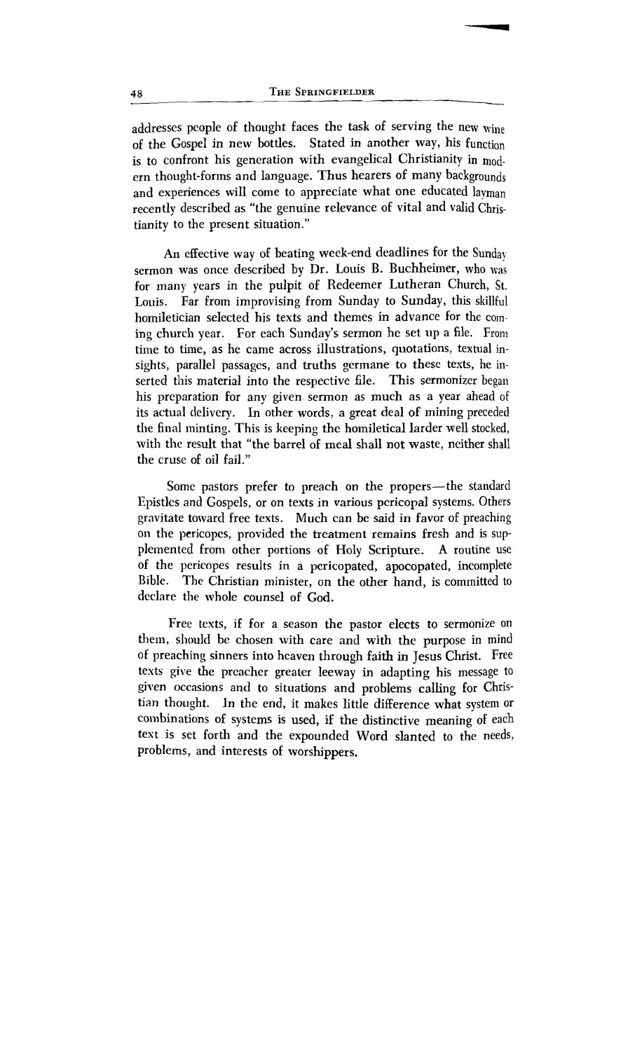addresses people of thought faces the task of serving the new wine of the Gospel in new bottles. Stated in another way, his function is to confront his generation with evangelical Christianity in modern thought-forms and language. Thus hearers of many backgrounds and experiences will come to appreciate what one educated layman recently described as "the genuine relevance of vital and valid Christianity to the present situation."

An effective way of beating week-end deadlines for the Sunday sermon was once described by Dr. Louis B. Buchheimer, who was for many years in the pulpit of Redeemer Lutheran Church, St. Louis. Far from improvising from Sunday to Sunday, this skillful homiletician selected his texts and themes in advance for the coming church year. For each Sunday's sermon he set up a file. From time to time, as he came across illustrations, quotations, textual insights, parallel passages, and truths germane to these texts, he inserted this material into the respective file. This sermonizer began his preparation for any given sermon as much as a year ahead of its actual delivery. In other words, a great deal of mining preceded the final minting. This is keeping the homiletical larder well stocked, with the result that "the barrel of meal shall not waste, neither shall the cruse of oil fail."

Some pastors prefer to preach on the propers—the standard Epistles and Gospels, or on texts in various pericopal systems. Others gravitate toward free texts. Much can be said in favor of preaching on the pericopes, provided the treatment remains fresh and is supplemented from other portions of Holy Scripture. A routine use of the pericopes results in a pericopated, apocopated, incomplete Bible. The Christian minister, on the other hand, is committed to declare the whole counsel of God.

Free texts, if for a season the pastor elects to sermonize on them, should be chosen with care and with the purpose in mind of preaching sinners into heaven through faith in Jesus Christ. Free texts give the preacher greater leeway in adapting his message to given occasions and to situations and problems calling for Christian thought. In the end, it makes little difference what system or combinations of systems is used, if the distinctive meaning of each text is set forth and the expounded Word slanted to the needs, problems, and interests of worshippers.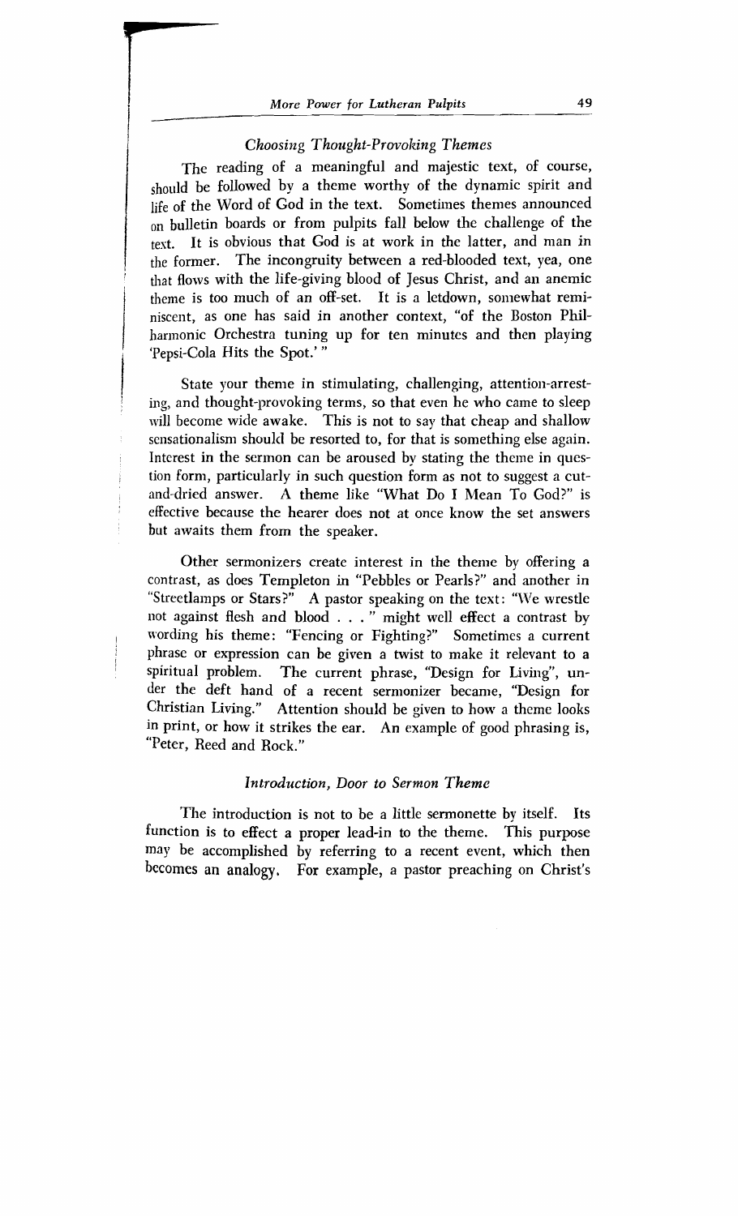### *Choosing Thought-Provoking Themes*

The reading of a meaningful and majestic text, of course, should be followed by a theme worthy of the dynamic spirit and life of the Word of God in the text. Sometimes themes announced on bulletin boards or from pulpits fall below the challenge of the text. It is obvious that God is at work in the latter, and man in the former. The incongruity between a red-blooded text, yea, one that flows with the life-giving blood of Jesus Christ, and an anemic theme is too much of an off-set. It is a letdown, somewhat reminiscent, as one has said in another context, "of the Boston Philharmonic Orchestra tuning up for ten minutes and then playing 'Pepsi-Cola Hits the Spot.' "

State your theme in stimulating, challenging, attention-arresting, and thought-provoking terms, so that even he who came to sleep will become wide awake. This is not to say that cheap and shallow sensationalism should be resorted to, for that is something else again. Interest in the sermon can be aroused by stating the theme in question form, particularly in such question form as not to suggest a cut-and-dried answer. A theme like "What Do I Mean To God?" is effective because the hearer does not at once know the set answers but awaits them from the speaker.

Other sermonizers create interest in the theme by offering a contrast, as does Templeton in "Pebbles or Pearls?" and another in "Streetlamps or Stars?" A pastor speaking on the text: "We wrestle not against flesh and blood . . ." might well effect a contrast by wording his theme: "Fencing or Fighting?" Sometimes a current phrase or expression can be given a twist to make it relevant to a spiritual problem. The current phrase, "Design for Living", under the deft hand of a recent sermonizer became, "Design for Christian Living." Attention should be given to how a theme looks in print, or how it strikes the ear. An example of good phrasing is, "Peter, Reed and Rock."

### *Introduction, Door to Sermon Theme*

The introduction is not to be a little sermonette by itself. Its function is to effect a proper lead-in to the theme. This purpose may be accomplished by referring to a recent event, which then becomes an analogy. For example, a pastor preaching on Christ's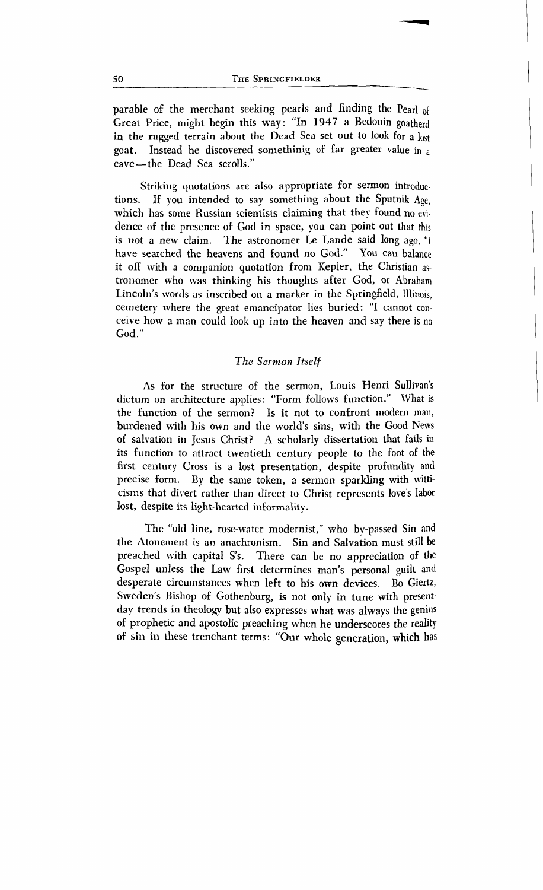parable of the merchant seeking pearls and finding the Pearl of Great Price, might begin this way: "In 1947 a Bedouin goatherd in the rugged terrain about the Dead Sea set out to look for a lost goat. Instead he discovered somethinig of far greater value in a cave—the Dead Sea scrolls."

Striking quotations are also appropriate for sermon introductions. If you intended to say something about the Sputnik Age, which has some Russian scientists claiming that they found no evidence of the presence of God in space, you can point out that this is not a new claim. The astronomer Le Lande said long ago, "I have searched the heavens and found no God." You can balance it off with a companion quotation from Kepler, the Christian astronomer who was thinking his thoughts after God, or Abraham Lincoln's words as inscribed on a marker in the Springfield, Illinois, cemetery where the great emancipator lies buried: "I cannot conceive how a man could look up into the heaven and say there is no God."

### *The Sermon Itself*

As for the structure of the sermon, Louis Henri Sullivan's dictum on architecture applies: "Form follows function." What is the function of the sermon? Is it not to confront modern man, burdened with his own and the world's sins, with the Good News of salvation in Jesus Christ? A scholarly dissertation that fails in its function to attract twentieth century people to the foot of the first century Cross is a lost presentation, despite profundity and precise form. By the same token, a sermon sparkling with witticisms that divert rather than direct to Christ represents love's labor lost, despite its light-hearted informality.

The "old line, rose-water modernist," who by-passed Sin and the Atonement is an anachronism. Sin and Salvation must still be preached with capital S's. There can be no appreciation of the Gospel unless the Law first determines man's personal guilt and desperate circumstances when left to his own devices. Bo Giertz, Sweden's Bishop of Gothenburg, is not only in tune with present-day trends in theology but also expresses what was always the genius of prophetic and apostolic preaching when he underscores the reality of sin in these trenchant terms: "Our whole generation, which has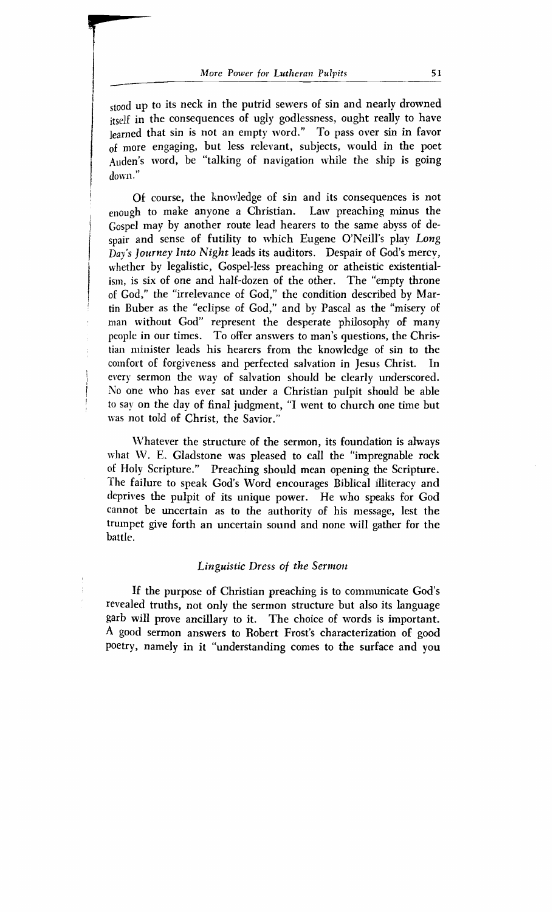stood up to its neck in the putrid sewers of sin and nearly drowned itself in the consequences of ugly godlessness, ought really to have learned that sin is not an empty word." To pass over sin in favor of more engaging, but less relevant, subjects, would in the poet Auden's word, be "talking of navigation while the ship is going down."

Of course, the knowledge of sin and its consequences is not enough to make anyone a Christian. Law preaching minus the Gospel may by another route lead hearers to the same abyss of despair and sense of futility to which Eugene O'Neill's play *Long Day's Journey Into Night* leads its auditors. Despair of God's mercy, whether by legalistic, Gospel-less preaching or atheistic existentialism, is six of one and half-dozen of the other. The "empty throne of God," the "irrelevance of God," the condition described by Martin Buber as the "eclipse of God," and by Pascal as the "misery of man without God" represent the desperate philosophy of many people in our times. To offer answers to man's questions, the Christian minister leads his hearers from the knowledge of sin to the comfort of forgiveness and perfected salvation in Jesus Christ. In every sermon the way of salvation should be clearly underscored. No one who has ever sat under a Christian pulpit should be able to say on the day of final judgment, "I went to church one time but was not told of Christ, the Savior."

Whatever the structure of the sermon, its foundation is always what W. E. Gladstone was pleased to call the "impregnable rock of Holy Scripture." Preaching should mean opening the Scripture. The failure to speak God's Word encourages Biblical illiteracy and deprives the pulpit of its unique power. He who speaks for God cannot be uncertain as to the authority of his message, lest the trumpet give forth an uncertain sound and none will gather for the battle.

### *Linguistic Dress of the Sermon*

If the purpose of Christian preaching is to communicate God's revealed truths, not only the sermon structure but also its language garb will prove ancillary to it. The choice of words is important. A good sermon answers to Robert Frost's characterization of good poetry, namely in it "understanding comes to the surface and you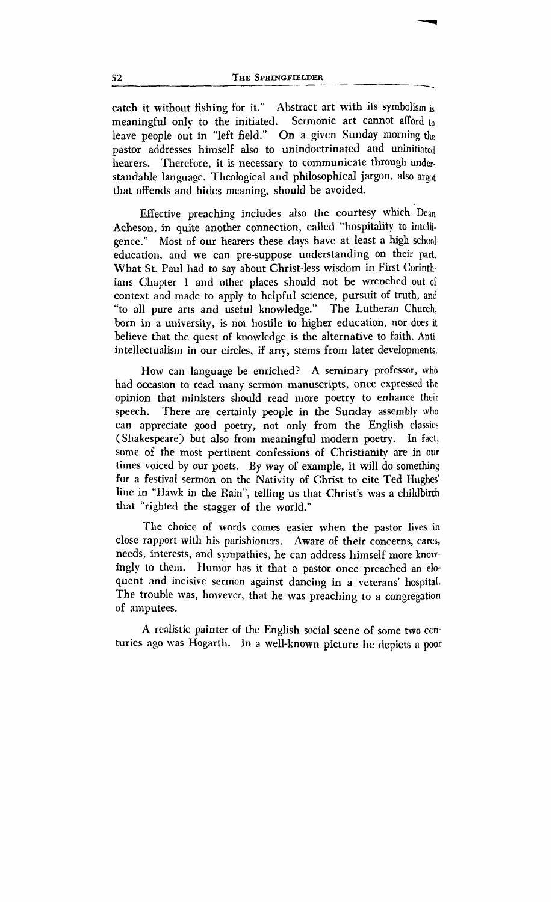catch it without fishing for it." Abstract art with its symbolism is meaningful only to the initiated. Sermonic art cannot afford to leave people out in "left field." On a given Sunday morning the pastor addresses himself also to unindoctrinated and uninitiated hearers. Therefore, it is necessary to communicate through understandable language. Theological and philosophical jargon, also argot that offends and hides meaning, should be avoided.

Effective preaching includes also the courtesy which Dean Acheson, in quite another connection, called "hospitality to intelligence." Most of our hearers these days have at least a high school education, and we can pre-suppose understanding on their part. What St. Paul had to say about Christ-less wisdom in First Corinthians Chapter 1 and other places should not be wrenched out of context and made to apply to helpful science, pursuit of truth, and "to all pure arts and useful knowledge." The Lutheran Church, born in a university, is not hostile to higher education, nor does it believe that the quest of knowledge is the alternative to faith. Anti-intellectualism in our circles, if any, stems from later developments.

How can language be enriched? A seminary professor, who had occasion to read many sermon manuscripts, once expressed the opinion that ministers should read more poetry to enhance their speech. There are certainly people in the Sunday assembly who can appreciate good poetry, not only from the English classics (Shakespeare) but also from meaningful modern poetry. In fact, some of the most pertinent confessions of Christianity are in our times voiced by our poets. By way of example, it will do something for a festival sermon on the Nativity of Christ to cite Ted Hughes' line in "Hawk in the Rain", telling us that Christ's was a childbirth that "righted the stagger of the world."

The choice of words comes easier when the pastor lives in close rapport with his parishioners. Aware of their concerns, cares, needs, interests, and sympathies, he can address himself more knowingly to them. Humor has it that a pastor once preached an eloquent and incisive sermon against dancing in a veterans' hospital. The trouble was, however, that he was preaching to a congregation of amputees.

A realistic painter of the English social scene of some two centuries ago was Hogarth. In a well-known picture he depicts a poor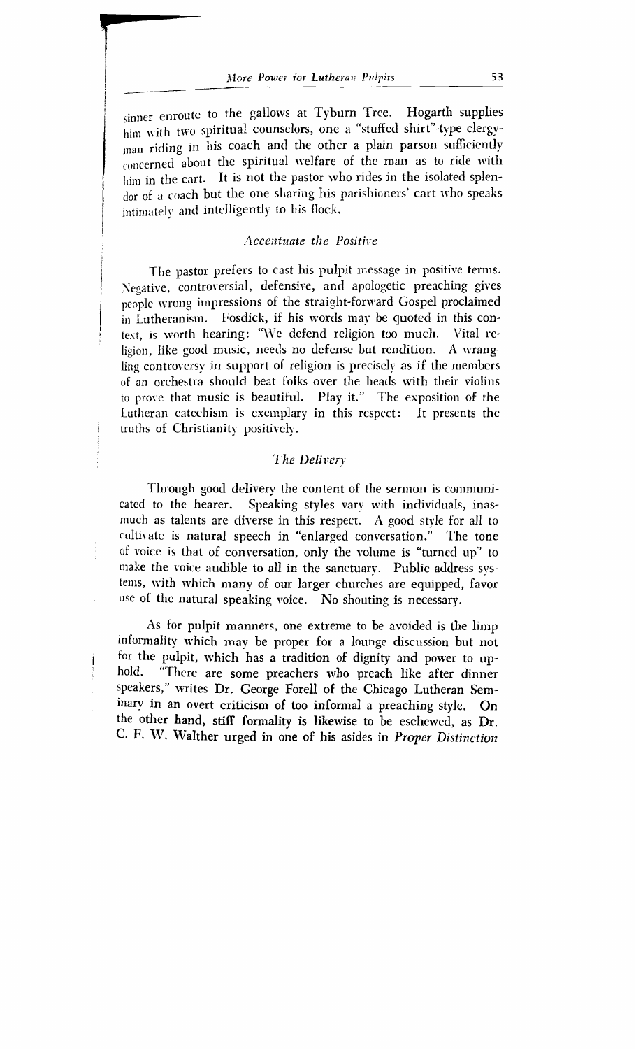sinner enroute to the gallows at Tyburn Tree. Hogarth supplies him with two spiritual counselors, one a "stuffed shirt"-type clergyman riding in his coach and the other a plain parson sufficiently concerned about the spiritual welfare of the man as to ride with him in the cart. It is not the pastor who rides in the isolated splendor of a coach but the one sharing his parishioners' cart who speaks intimately and intelligently to his flock.

### *Accentuate the Positive*

The pastor prefers to cast his pulpit message in positive terms. Negative, controversial, defensive, and apologetic preaching gives people wrong impressions of the straight-forward Gospel proclaimed in Lutheranism. Fosdick, if his words may be quoted in this context, is worth hearing: "We defend religion too much. Vital religion, like good music, needs no defense but rendition. A wrangling controversy in support of religion is precisely as if the members of an orchestra should beat folks over the heads with their violins to prove that music is beautiful. Play it." The exposition of the Lutheran catechism is exemplary in this respect: It presents the truths of Christianity positively.

### *The Delivery*

Through good delivery the content of the sermon is communicated to the hearer. Speaking styles vary with individuals, inasmuch as talents are diverse in this respect. A good style for all to cultivate is natural speech in "enlarged conversation." The tone of voice is that of conversation, only the volume is "turned up" to make the voice audible to all in the sanctuary. Public address systems, with which many of our larger churches are equipped, favor use of the natural speaking voice. No shouting is necessary.

As for pulpit manners, one extreme to be avoided is the limp informality which may be proper for a lounge discussion but not for the pulpit, which has a tradition of dignity and power to uphold. "There are some preachers who preach like after dinner speakers," writes Dr. George Forell of the Chicago Lutheran Seminary in an overt criticism of too informal a preaching style. On the other hand, stiff formality is likewise to be eschewed, as Dr. C. F. W. Walther urged in one of his asides in *Proper Distinction*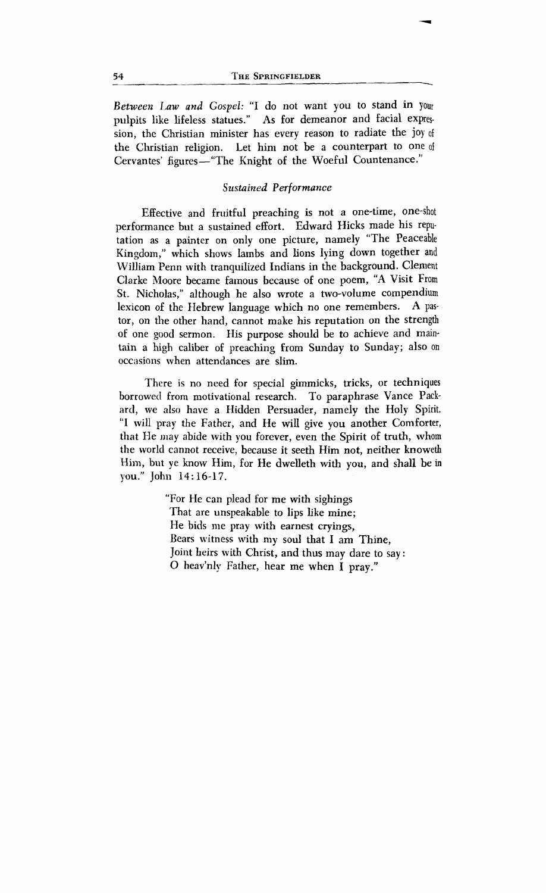*Between Law and Gospel:* "I do not want you to stand in your pulpits like lifeless statues." As for demeanor and facial expression, the Christian minister has every reason to radiate the joy of the Christian religion. Let him not be a counterpart to one of Cervantes' figures—"The Knight of the Woeful Countenance."

### *Sustained Performance*

Effective and fruitful preaching is not a one-time, one-shot performance but a sustained effort. Edward Hicks made his reputation as a painter on only one picture, namely "The Peaceable Kingdom," which shows lambs and lions lying down together and William Penn with tranquilized Indians in the background. Clement Clarke Moore became famous because of one poem, "A Visit From St. Nicholas," although he also wrote a two-volume compendium lexicon of the Hebrew language which no one remembers. A pastor, on the other hand, cannot make his reputation on the strength of one good sermon. His purpose should be to achieve and maintain a high caliber of preaching from Sunday to Sunday; also on occasions when attendances are slim.

There is no need for special gimmicks, tricks, or techniques borrowed from motivational research. To paraphrase Vance Packard, we also have a Hidden Persuader, namely the Holy Spirit. "I will pray the Father, and He will give you another Comforter, that He may abide with you forever, even the Spirit of truth, whom the world cannot receive, because it seeth Him not, neither knoweth Him, but ye know Him, for He dwelleth with you, and shall be in you." John 14:16-17.

> "For He can plead for me with sighings
> That are unspeakable to lips like mine;
> He bids me pray with earnest cryings,
> Bears witness with my soul that I am Thine,
> Joint heirs with Christ, and thus may dare to say:
> O heav'nly Father, hear me when I pray."